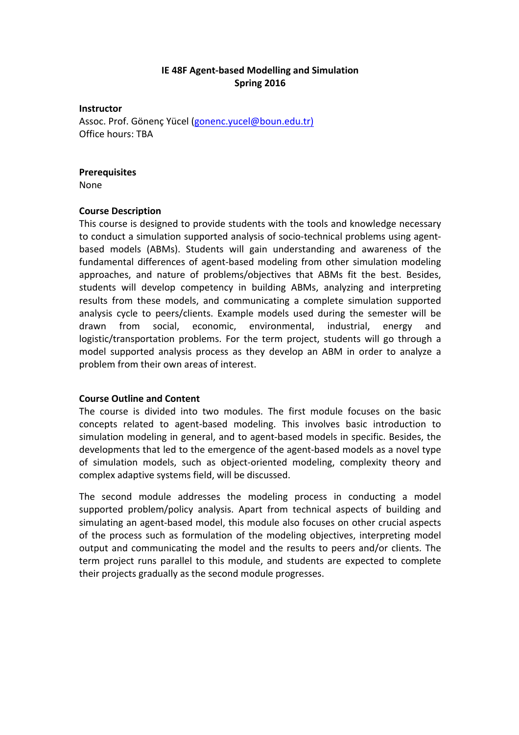# IE 48F Agent-based Modelling and Simulation
## Spring 2016

**Instructor**

Assoc. Prof. Gönenç Yücel (gonenc.yucel@boun.edu.tr)
Office hours: TBA

**Prerequisites**

None

**Course Description**

This course is designed to provide students with the tools and knowledge necessary to conduct a simulation supported analysis of socio-technical problems using agent-based models (ABMs). Students will gain understanding and awareness of the fundamental differences of agent-based modeling from other simulation modeling approaches, and nature of problems/objectives that ABMs fit the best. Besides, students will develop competency in building ABMs, analyzing and interpreting results from these models, and communicating a complete simulation supported analysis cycle to peers/clients. Example models used during the semester will be drawn from social, economic, environmental, industrial, energy and logistic/transportation problems. For the term project, students will go through a model supported analysis process as they develop an ABM in order to analyze a problem from their own areas of interest.

**Course Outline and Content**

The course is divided into two modules. The first module focuses on the basic concepts related to agent-based modeling. This involves basic introduction to simulation modeling in general, and to agent-based models in specific. Besides, the developments that led to the emergence of the agent-based models as a novel type of simulation models, such as object-oriented modeling, complexity theory and complex adaptive systems field, will be discussed.

The second module addresses the modeling process in conducting a model supported problem/policy analysis. Apart from technical aspects of building and simulating an agent-based model, this module also focuses on other crucial aspects of the process such as formulation of the modeling objectives, interpreting model output and communicating the model and the results to peers and/or clients. The term project runs parallel to this module, and students are expected to complete their projects gradually as the second module progresses.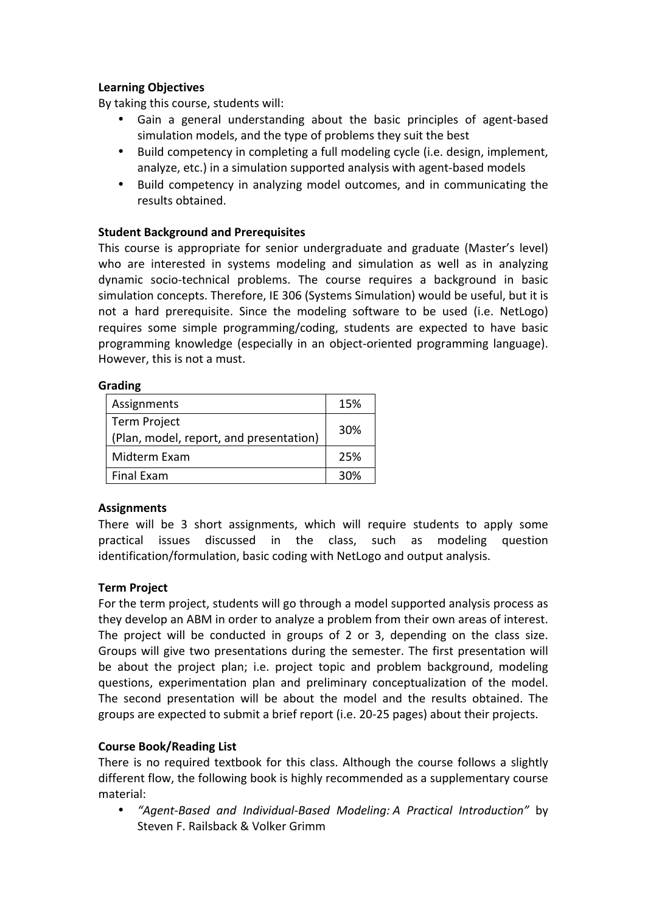**Learning Objectives**

By taking this course, students will:

- Gain a general understanding about the basic principles of agent-based simulation models, and the type of problems they suit the best
- Build competency in completing a full modeling cycle (i.e. design, implement, analyze, etc.) in a simulation supported analysis with agent-based models
- Build competency in analyzing model outcomes, and in communicating the results obtained.

**Student Background and Prerequisites**

This course is appropriate for senior undergraduate and graduate (Master's level) who are interested in systems modeling and simulation as well as in analyzing dynamic socio-technical problems. The course requires a background in basic simulation concepts. Therefore, IE 306 (Systems Simulation) would be useful, but it is not a hard prerequisite. Since the modeling software to be used (i.e. NetLogo) requires some simple programming/coding, students are expected to have basic programming knowledge (especially in an object-oriented programming language). However, this is not a must.

**Grading**

| | |
|---|---|
| Assignments | 15% |
| Term Project (Plan, model, report, and presentation) | 30% |
| Midterm Exam | 25% |
| Final Exam | 30% |

**Assignments**

There will be 3 short assignments, which will require students to apply some practical issues discussed in the class, such as modeling question identification/formulation, basic coding with NetLogo and output analysis.

**Term Project**

For the term project, students will go through a model supported analysis process as they develop an ABM in order to analyze a problem from their own areas of interest. The project will be conducted in groups of 2 or 3, depending on the class size. Groups will give two presentations during the semester. The first presentation will be about the project plan; i.e. project topic and problem background, modeling questions, experimentation plan and preliminary conceptualization of the model. The second presentation will be about the model and the results obtained. The groups are expected to submit a brief report (i.e. 20-25 pages) about their projects.

**Course Book/Reading List**

There is no required textbook for this class. Although the course follows a slightly different flow, the following book is highly recommended as a supplementary course material:

- *"Agent-Based and Individual-Based Modeling: A Practical Introduction"* by Steven F. Railsback & Volker Grimm